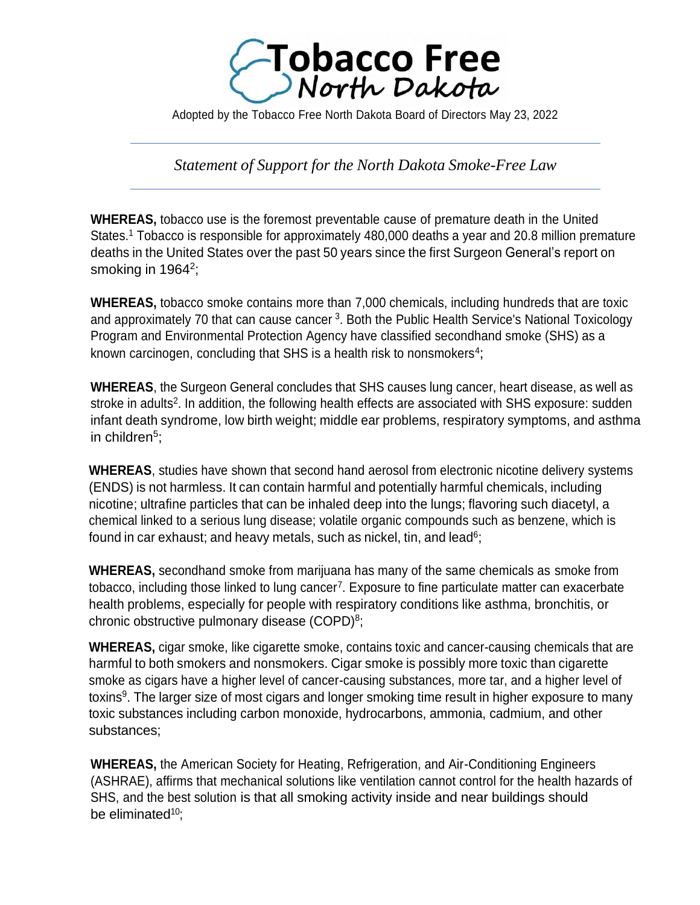# Tobacco Free North Dakota

Adopted by the Tobacco Free North Dakota Board of Directors May 23, 2022

---

*Statement of Support for the North Dakota Smoke-Free Law*

---

**WHEREAS,** tobacco use is the foremost preventable cause of premature death in the United States.[1] Tobacco is responsible for approximately 480,000 deaths a year and 20.8 million premature deaths in the United States over the past 50 years since the first Surgeon General's report on smoking in 1964[2];

**WHEREAS,** tobacco smoke contains more than 7,000 chemicals, including hundreds that are toxic and approximately 70 that can cause cancer [3]. Both the Public Health Service's National Toxicology Program and Environmental Protection Agency have classified secondhand smoke (SHS) as a known carcinogen, concluding that SHS is a health risk to nonsmokers[4];

**WHEREAS**, the Surgeon General concludes that SHS causes lung cancer, heart disease, as well as stroke in adults[2]. In addition, the following health effects are associated with SHS exposure: sudden infant death syndrome, low birth weight; middle ear problems, respiratory symptoms, and asthma in children[5];

**WHEREAS**, studies have shown that second hand aerosol from electronic nicotine delivery systems (ENDS) is not harmless. It can contain harmful and potentially harmful chemicals, including nicotine; ultrafine particles that can be inhaled deep into the lungs; flavoring such diacetyl, a chemical linked to a serious lung disease; volatile organic compounds such as benzene, which is found in car exhaust; and heavy metals, such as nickel, tin, and lead[6];

**WHEREAS,** secondhand smoke from marijuana has many of the same chemicals as smoke from tobacco, including those linked to lung cancer[7]. Exposure to fine particulate matter can exacerbate health problems, especially for people with respiratory conditions like asthma, bronchitis, or chronic obstructive pulmonary disease (COPD)[8];

**WHEREAS,** cigar smoke, like cigarette smoke, contains toxic and cancer-causing chemicals that are harmful to both smokers and nonsmokers. Cigar smoke is possibly more toxic than cigarette smoke as cigars have a higher level of cancer-causing substances, more tar, and a higher level of toxins[9]. The larger size of most cigars and longer smoking time result in higher exposure to many toxic substances including carbon monoxide, hydrocarbons, ammonia, cadmium, and other substances;

**WHEREAS,** the American Society for Heating, Refrigeration, and Air-Conditioning Engineers (ASHRAE), affirms that mechanical solutions like ventilation cannot control for the health hazards of SHS, and the best solution is that all smoking activity inside and near buildings should be eliminated[10];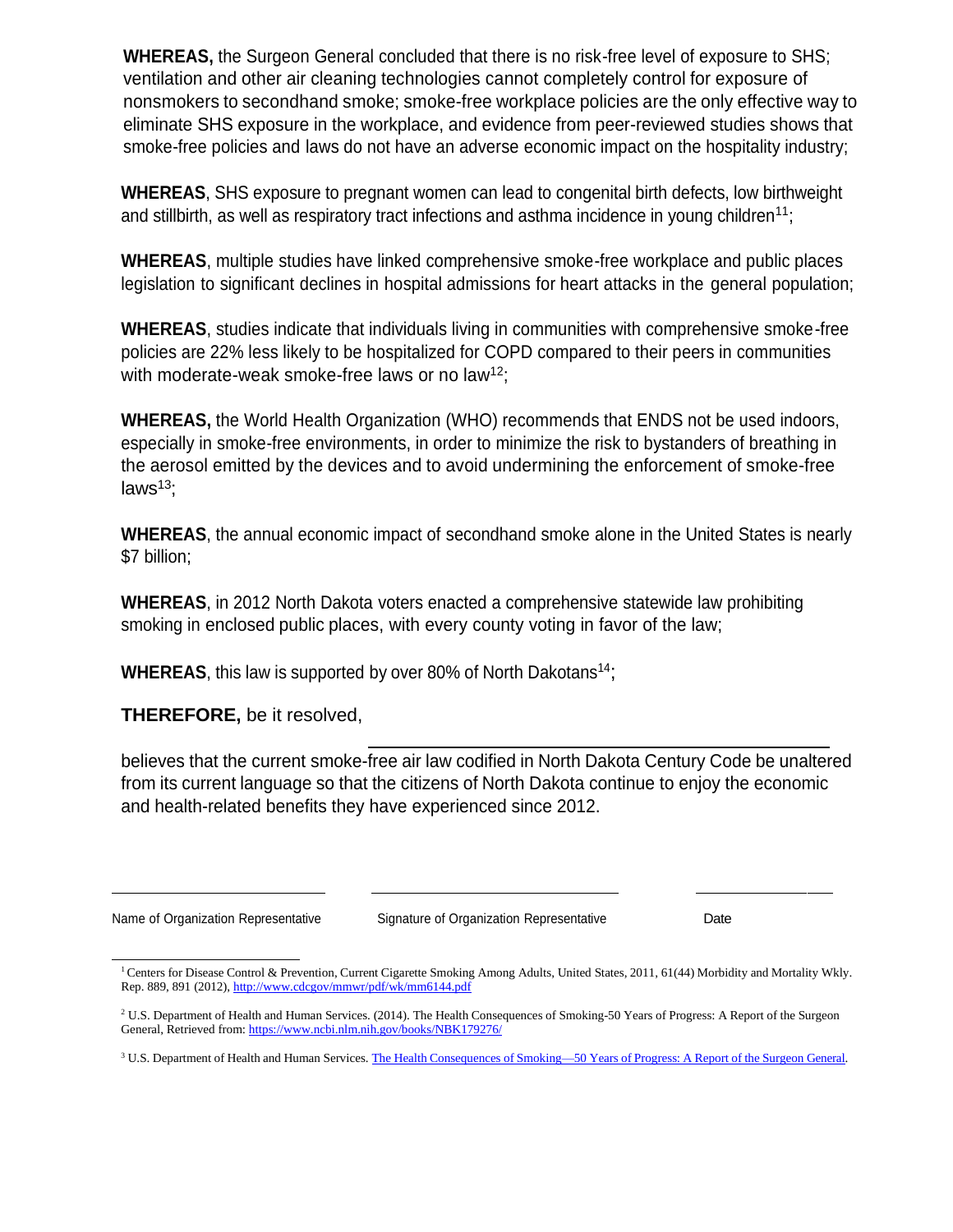**WHEREAS,** the Surgeon General concluded that there is no risk-free level of exposure to SHS; ventilation and other air cleaning technologies cannot completely control for exposure of nonsmokers to secondhand smoke; smoke-free workplace policies are the only effective way to eliminate SHS exposure in the workplace, and evidence from peer-reviewed studies shows that smoke-free policies and laws do not have an adverse economic impact on the hospitality industry;

**WHEREAS**, SHS exposure to pregnant women can lead to congenital birth defects, low birthweight and stillbirth, as well as respiratory tract infections and asthma incidence in young children[11];

**WHEREAS**, multiple studies have linked comprehensive smoke-free workplace and public places legislation to significant declines in hospital admissions for heart attacks in the general population;

**WHEREAS**, studies indicate that individuals living in communities with comprehensive smoke-free policies are 22% less likely to be hospitalized for COPD compared to their peers in communities with moderate-weak smoke-free laws or no law[12];

**WHEREAS,** the World Health Organization (WHO) recommends that ENDS not be used indoors, especially in smoke-free environments, in order to minimize the risk to bystanders of breathing in the aerosol emitted by the devices and to avoid undermining the enforcement of smoke-free laws[13];

**WHEREAS**, the annual economic impact of secondhand smoke alone in the United States is nearly $7 billion;

**WHEREAS**, in 2012 North Dakota voters enacted a comprehensive statewide law prohibiting smoking in enclosed public places, with every county voting in favor of the law;

**WHEREAS**, this law is supported by over 80% of North Dakotans[14];

**THEREFORE,** be it resolved,

\_\_\_\_\_\_\_\_\_\_\_\_\_\_\_\_\_\_\_\_\_\_\_\_\_\_\_\_\_\_\_\_\_\_\_\_\_\_\_\_

believes that the current smoke-free air law codified in North Dakota Century Code be unaltered from its current language so that the citizens of North Dakota continue to enjoy the economic and health-related benefits they have experienced since 2012.

| | | |
|---|---|---|
| \_\_\_\_\_\_\_\_\_\_\_\_\_\_\_\_\_\_\_\_\_\_\_\_ | \_\_\_\_\_\_\_\_\_\_\_\_\_\_\_\_\_\_\_\_\_\_\_\_\_\_\_\_ | \_\_\_\_\_\_\_\_\_\_\_\_\_\_\_ |
| Name of Organization Representative | Signature of Organization Representative | Date |

[1] Centers for Disease Control & Prevention, Current Cigarette Smoking Among Adults, United States, 2011, 61(44) Morbidity and Mortality Wkly. Rep. 889, 891 (2012), http://www.cdcgov/mmwr/pdf/wk/mm6144.pdf

[2] U.S. Department of Health and Human Services. (2014). The Health Consequences of Smoking-50 Years of Progress: A Report of the Surgeon General, Retrieved from: https://www.ncbi.nlm.nih.gov/books/NBK179276/

[3] U.S. Department of Health and Human Services. The Health Consequences of Smoking—50 Years of Progress: A Report of the Surgeon General.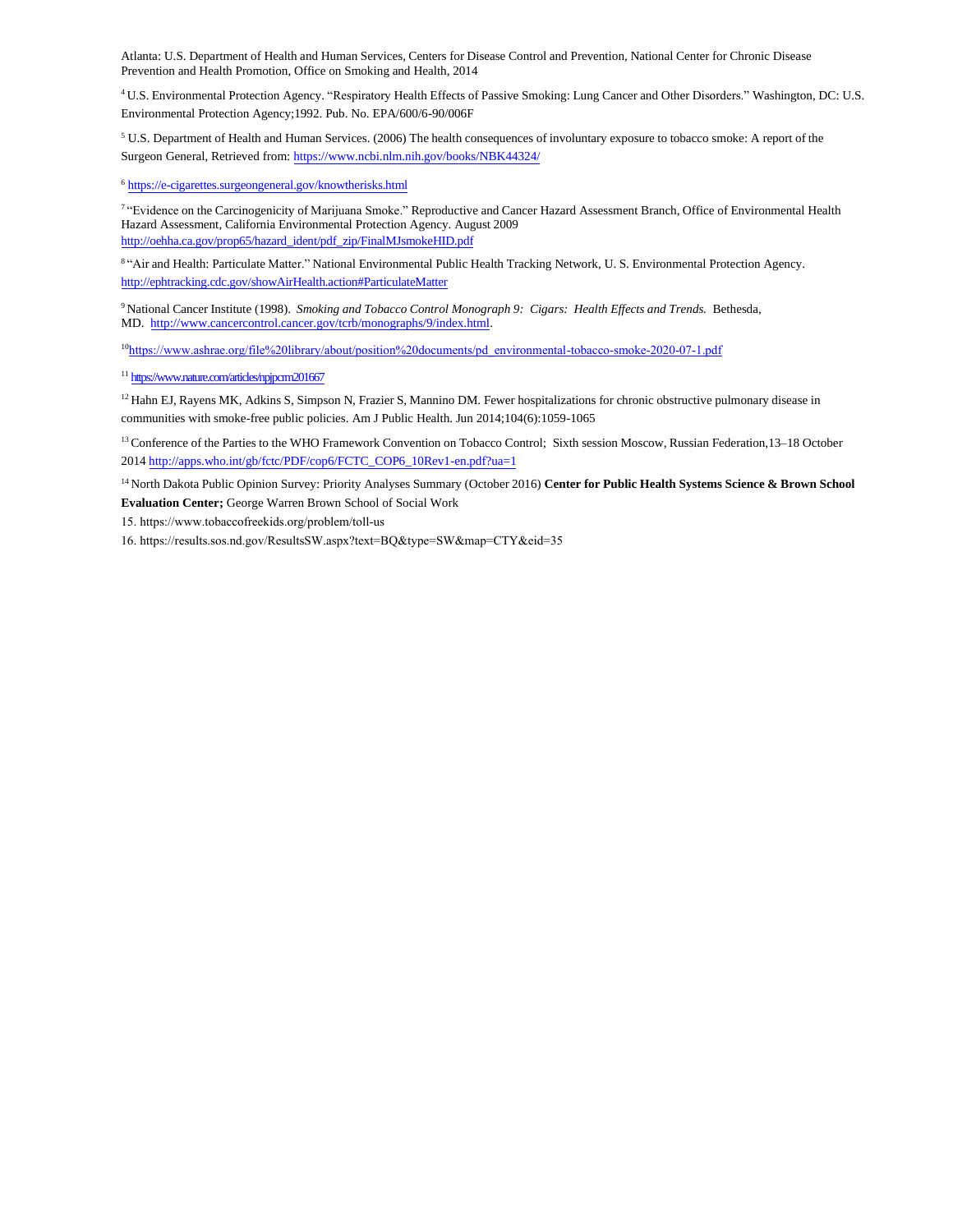Atlanta: U.S. Department of Health and Human Services, Centers for Disease Control and Prevention, National Center for Chronic Disease Prevention and Health Promotion, Office on Smoking and Health, 2014

[4] U.S. Environmental Protection Agency. "Respiratory Health Effects of Passive Smoking: Lung Cancer and Other Disorders." Washington, DC: U.S. Environmental Protection Agency;1992. Pub. No. EPA/600/6-90/006F

[5] U.S. Department of Health and Human Services. (2006) The health consequences of involuntary exposure to tobacco smoke: A report of the Surgeon General, Retrieved from: https://www.ncbi.nlm.nih.gov/books/NBK44324/

[6] https://e-cigarettes.surgeongeneral.gov/knowtherisks.html

[7] "Evidence on the Carcinogenicity of Marijuana Smoke." Reproductive and Cancer Hazard Assessment Branch, Office of Environmental Health Hazard Assessment, California Environmental Protection Agency. August 2009 http://oehha.ca.gov/prop65/hazard_ident/pdf_zip/FinalMJsmokeHID.pdf

[8] "Air and Health: Particulate Matter." National Environmental Public Health Tracking Network, U. S. Environmental Protection Agency. http://ephtracking.cdc.gov/showAirHealth.action#ParticulateMatter

[9] National Cancer Institute (1998). *Smoking and Tobacco Control Monograph 9: Cigars: Health Effects and Trends.* Bethesda, MD. http://www.cancercontrol.cancer.gov/tcrb/monographs/9/index.html.

[10] https://www.ashrae.org/file%20library/about/position%20documents/pd_environmental-tobacco-smoke-2020-07-1.pdf

[11] https://www.nature.com/articles/npjpcrm201667

[12] Hahn EJ, Rayens MK, Adkins S, Simpson N, Frazier S, Mannino DM. Fewer hospitalizations for chronic obstructive pulmonary disease in communities with smoke-free public policies. Am J Public Health. Jun 2014;104(6):1059-1065

[13] Conference of the Parties to the WHO Framework Convention on Tobacco Control; Sixth session Moscow, Russian Federation,13–18 October 2014 http://apps.who.int/gb/fctc/PDF/cop6/FCTC_COP6_10Rev1-en.pdf?ua=1

[14] North Dakota Public Opinion Survey: Priority Analyses Summary (October 2016) **Center for Public Health Systems Science & Brown School Evaluation Center;** George Warren Brown School of Social Work

15. https://www.tobaccofreekids.org/problem/toll-us
16. https://results.sos.nd.gov/ResultsSW.aspx?text=BQ&type=SW&map=CTY&eid=35